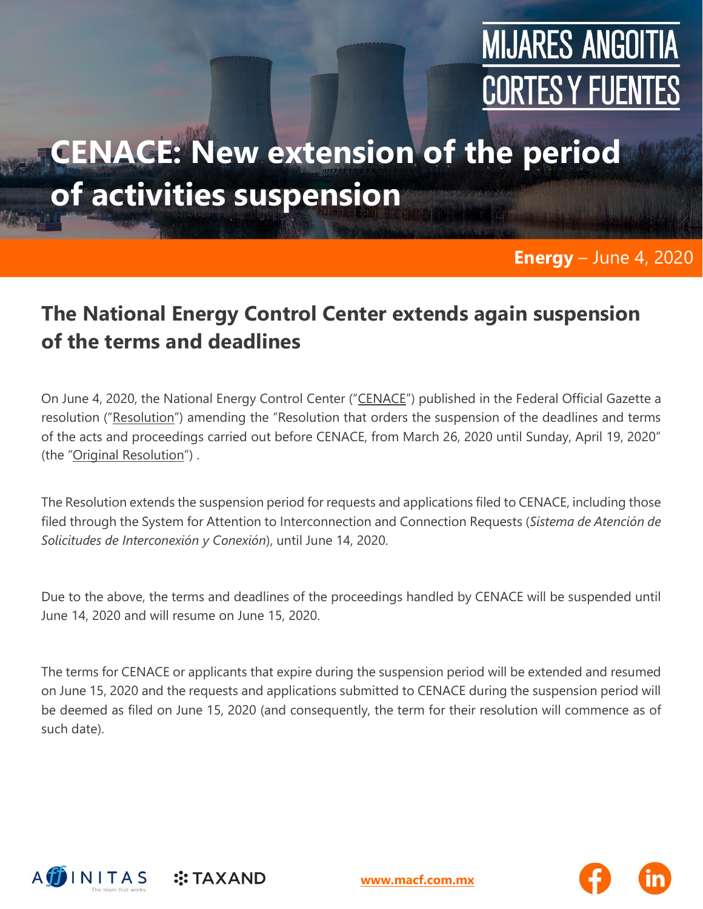MIJARES ANGOITIA CORTES Y FUENTES

# CENACE: New extension of the period of activities suspension

**Energy** – June 4, 2020

## The National Energy Control Center extends again suspension of the terms and deadlines

On June 4, 2020, the National Energy Control Center ("CENACE") published in the Federal Official Gazette a resolution ("Resolution") amending the "Resolution that orders the suspension of the deadlines and terms of the acts and proceedings carried out before CENACE, from March 26, 2020 until Sunday, April 19, 2020" (the "Original Resolution") .

The Resolution extends the suspension period for requests and applications filed to CENACE, including those filed through the System for Attention to Interconnection and Connection Requests (*Sistema de Atención de Solicitudes de Interconexión y Conexión*), until June 14, 2020.

Due to the above, the terms and deadlines of the proceedings handled by CENACE will be suspended until June 14, 2020 and will resume on June 15, 2020.

The terms for CENACE or applicants that expire during the suspension period will be extended and resumed on June 15, 2020 and the requests and applications submitted to CENACE during the suspension period will be deemed as filed on June 15, 2020 (and consequently, the term for their resolution will commence as of such date).

AFFINITAS The team that works  TAXAND  www.macf.com.mx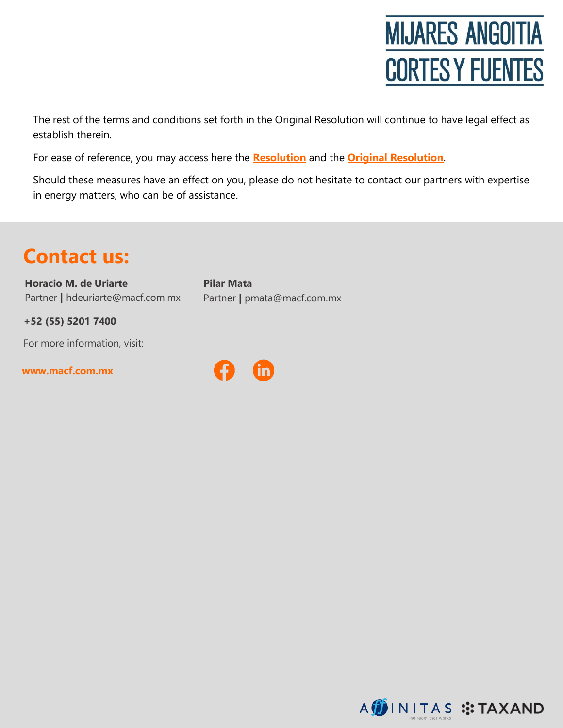The rest of the terms and conditions set forth in the Original Resolution will continue to have legal effect as establish therein.

For ease of reference, you may access here the **Resolution** and the **Original Resolution**.

Should these measures have an effect on you, please do not hesitate to contact our partners with expertise in energy matters, who can be of assistance.

## Contact us:

**Horacio M. de Uriarte**
Partner **|** hdeuriarte@macf.com.mx

**Pilar Mata**
Partner **|** pmata@macf.com.mx

**+52 (55) 5201 7400**

For more information, visit:

**www.macf.com.mx**